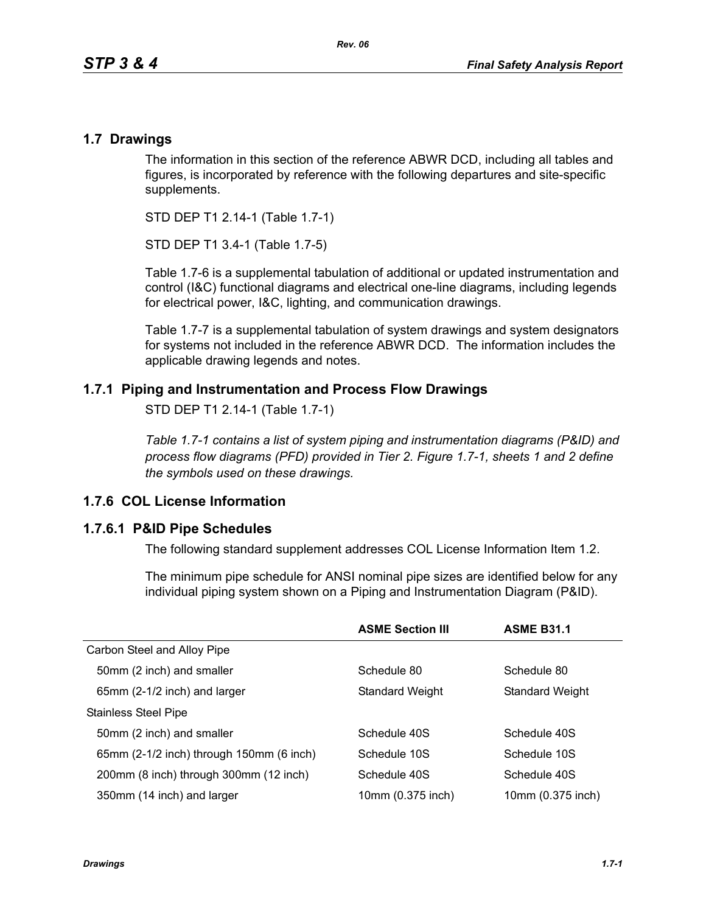## 1.7 Drawings

The information in this section of the reference ABWR DCD, including all tables and figures, is incorporated by reference with the following departures and site-specific supplements.

STD DEP T1 2.14-1 (Table 1.7-1)

STD DEP T1 3.4-1 (Table 1.7-5)

Table 1.7-6 is a supplemental tabulation of additional or updated instrumentation and control (I&C) functional diagrams and electrical one-line diagrams, including legends for electrical power, I&C, lighting, and communication drawings.

Table 1.7-7 is a supplemental tabulation of system drawings and system designators for systems not included in the reference ABWR DCD. The information includes the applicable drawing legends and notes.

### 1.7.1 Piping and Instrumentation and Process Flow Drawings

STD DEP T1 2.14-1 (Table 1.7-1)

*Table 1.7-1 contains a list of system piping and instrumentation diagrams (P&ID) and process flow diagrams (PFD) provided in Tier 2. Figure 1.7-1, sheets 1 and 2 define the symbols used on these drawings.*

### 1.7.6 COL License Information

#### 1.7.6.1 P&ID Pipe Schedules

The following standard supplement addresses COL License Information Item 1.2.

The minimum pipe schedule for ANSI nominal pipe sizes are identified below for any individual piping system shown on a Piping and Instrumentation Diagram (P&ID).

| | ASME Section III | ASME B31.1 |
|---|---|---|
| Carbon Steel and Alloy Pipe | | |
| 50mm (2 inch) and smaller | Schedule 80 | Schedule 80 |
| 65mm (2-1/2 inch) and larger | Standard Weight | Standard Weight |
| Stainless Steel Pipe | | |
| 50mm (2 inch) and smaller | Schedule 40S | Schedule 40S |
| 65mm (2-1/2 inch) through 150mm (6 inch) | Schedule 10S | Schedule 10S |
| 200mm (8 inch) through 300mm (12 inch) | Schedule 40S | Schedule 40S |
| 350mm (14 inch) and larger | 10mm (0.375 inch) | 10mm (0.375 inch) |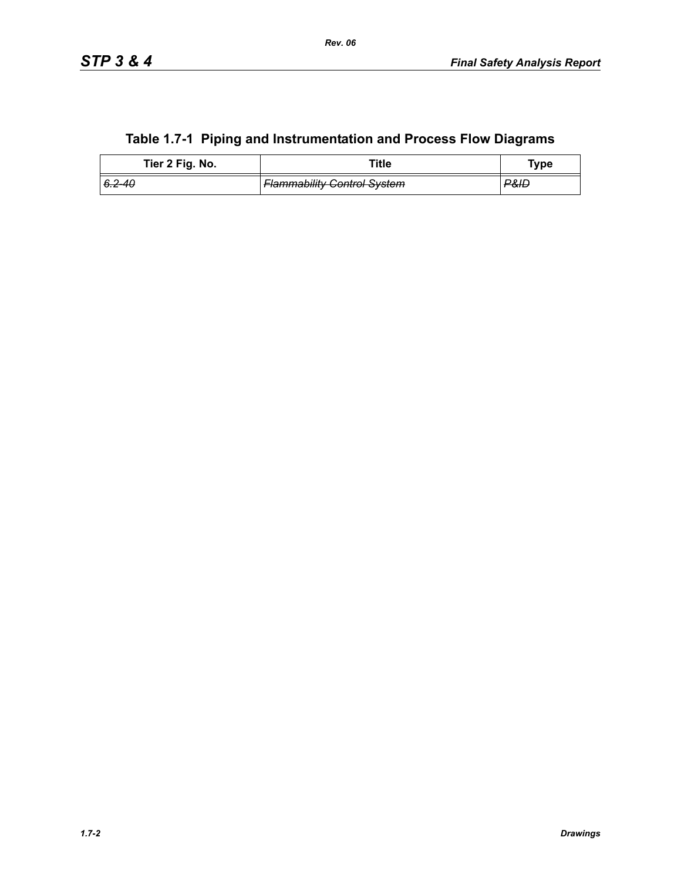## Table 1.7-1 Piping and Instrumentation and Process Flow Diagrams

| Tier 2 Fig. No. | Title | Type |
|---|---|---|
| ~~*6.2-40*~~ | ~~*Flammability Control System*~~ | ~~*P&ID*~~ |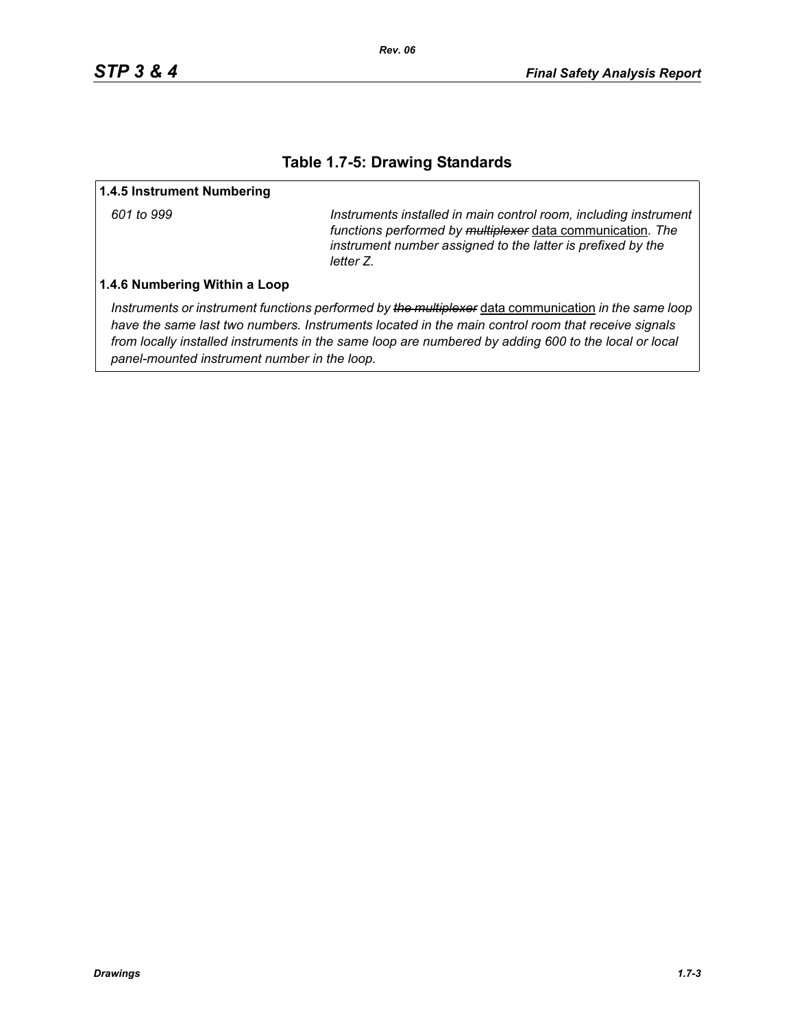# Table 1.7-5: Drawing Standards

| **1.4.5 Instrument Numbering** | |
|---|---|
| *601 to 999* | *Instruments installed in main control room, including instrument functions performed by* ~~*multiplexer*~~ data communication*. The instrument number assigned to the latter is prefixed by the letter Z.* |
| **1.4.6 Numbering Within a Loop** | |
| *Instruments or instrument functions performed by* ~~*the multiplexer*~~ data communication *in the same loop have the same last two numbers. Instruments located in the main control room that receive signals from locally installed instruments in the same loop are numbered by adding 600 to the local or local panel-mounted instrument number in the loop.* | |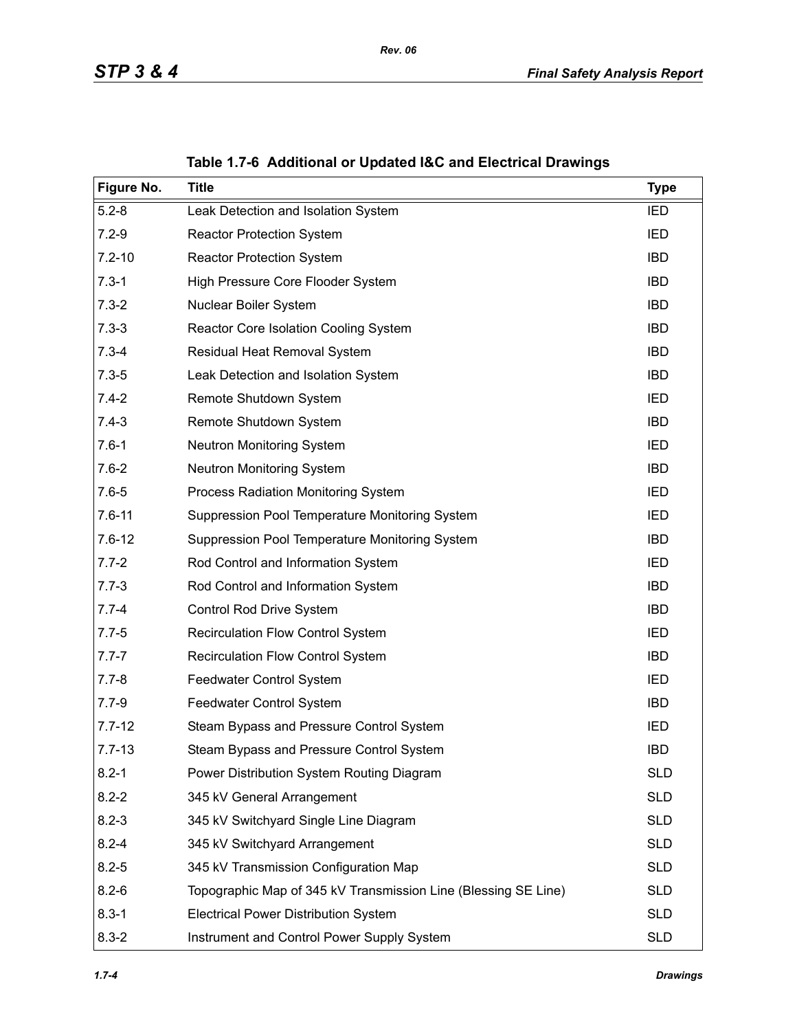**Table 1.7-6 Additional or Updated I&C and Electrical Drawings**

| Figure No. | Title | Type |
|---|---|---|
| 5.2-8 | Leak Detection and Isolation System | IED |
| 7.2-9 | Reactor Protection System | IED |
| 7.2-10 | Reactor Protection System | IBD |
| 7.3-1 | High Pressure Core Flooder System | IBD |
| 7.3-2 | Nuclear Boiler System | IBD |
| 7.3-3 | Reactor Core Isolation Cooling System | IBD |
| 7.3-4 | Residual Heat Removal System | IBD |
| 7.3-5 | Leak Detection and Isolation System | IBD |
| 7.4-2 | Remote Shutdown System | IED |
| 7.4-3 | Remote Shutdown System | IBD |
| 7.6-1 | Neutron Monitoring System | IED |
| 7.6-2 | Neutron Monitoring System | IBD |
| 7.6-5 | Process Radiation Monitoring System | IED |
| 7.6-11 | Suppression Pool Temperature Monitoring System | IED |
| 7.6-12 | Suppression Pool Temperature Monitoring System | IBD |
| 7.7-2 | Rod Control and Information System | IED |
| 7.7-3 | Rod Control and Information System | IBD |
| 7.7-4 | Control Rod Drive System | IBD |
| 7.7-5 | Recirculation Flow Control System | IED |
| 7.7-7 | Recirculation Flow Control System | IBD |
| 7.7-8 | Feedwater Control System | IED |
| 7.7-9 | Feedwater Control System | IBD |
| 7.7-12 | Steam Bypass and Pressure Control System | IED |
| 7.7-13 | Steam Bypass and Pressure Control System | IBD |
| 8.2-1 | Power Distribution System Routing Diagram | SLD |
| 8.2-2 | 345 kV General Arrangement | SLD |
| 8.2-3 | 345 kV Switchyard Single Line Diagram | SLD |
| 8.2-4 | 345 kV Switchyard Arrangement | SLD |
| 8.2-5 | 345 kV Transmission Configuration Map | SLD |
| 8.2-6 | Topographic Map of 345 kV Transmission Line (Blessing SE Line) | SLD |
| 8.3-1 | Electrical Power Distribution System | SLD |
| 8.3-2 | Instrument and Control Power Supply System | SLD |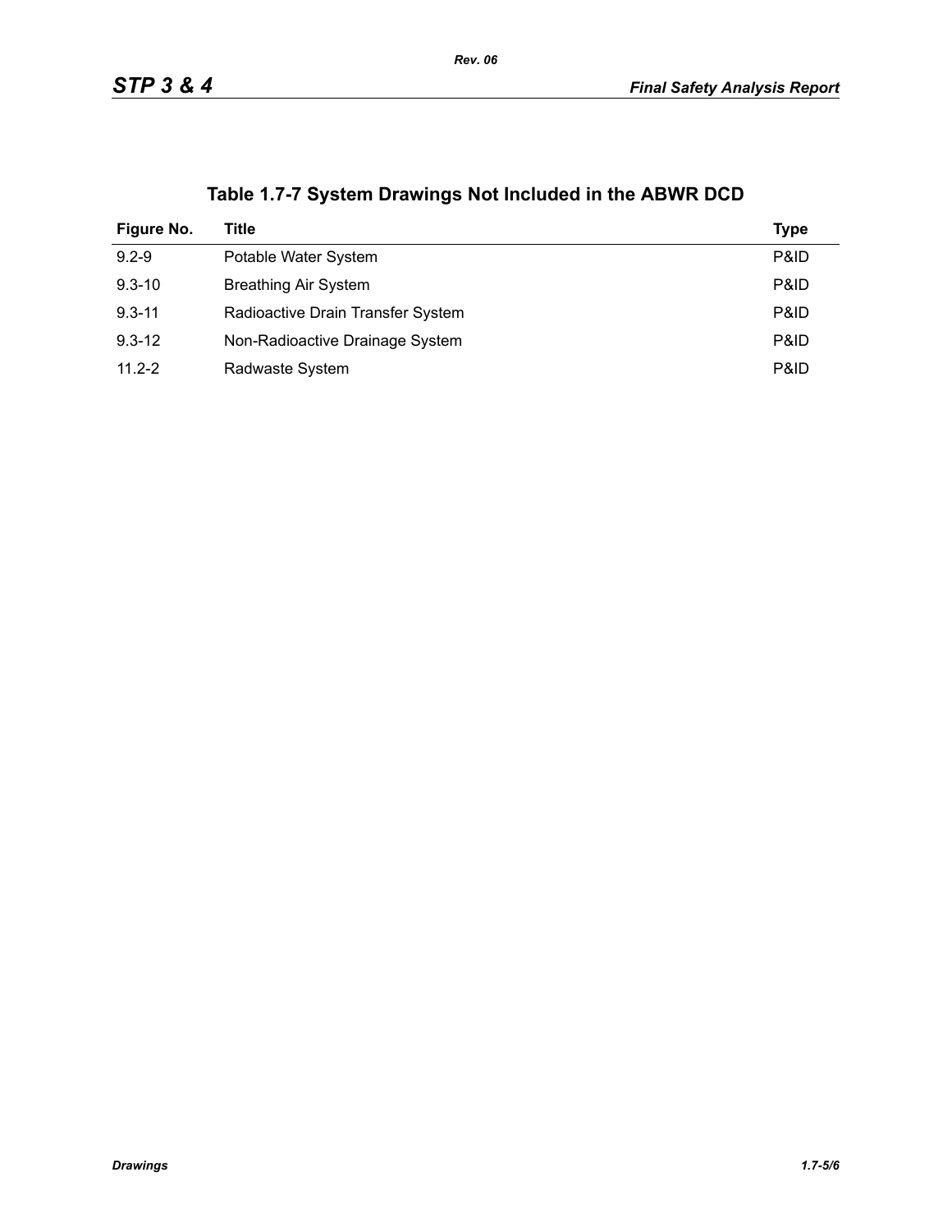## Table 1.7-7 System Drawings Not Included in the ABWR DCD

| Figure No. | Title | Type |
|---|---|---|
| 9.2-9 | Potable Water System | P&ID |
| 9.3-10 | Breathing Air System | P&ID |
| 9.3-11 | Radioactive Drain Transfer System | P&ID |
| 9.3-12 | Non-Radioactive Drainage System | P&ID |
| 11.2-2 | Radwaste System | P&ID |